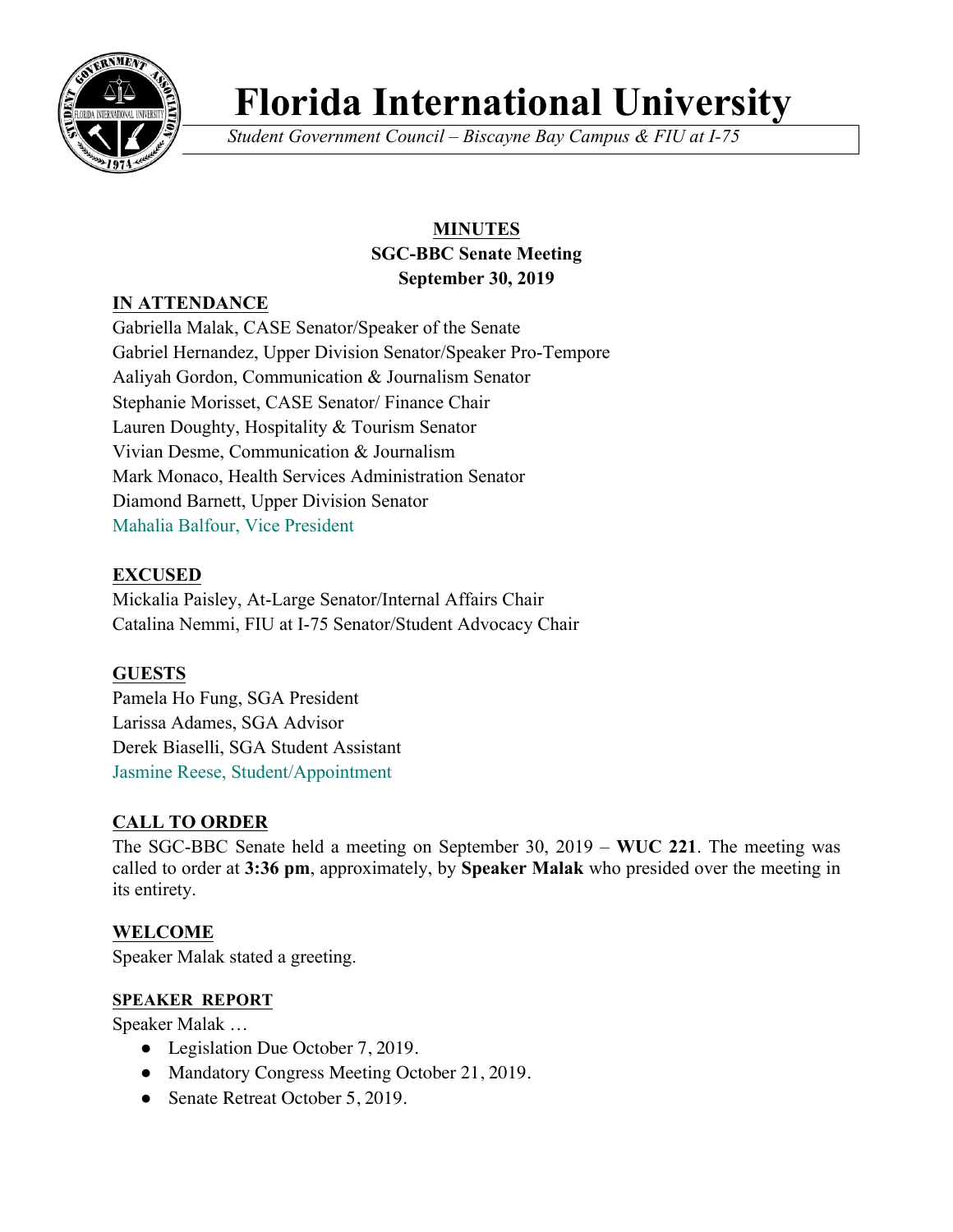# Florida International University

*Student Government Council – Biscayne Bay Campus & FIU at I-75*

**MINUTES**
**SGC-BBC Senate Meeting**
**September 30, 2019**

## IN ATTENDANCE

Gabriella Malak, CASE Senator/Speaker of the Senate
Gabriel Hernandez, Upper Division Senator/Speaker Pro-Tempore
Aaliyah Gordon, Communication & Journalism Senator
Stephanie Morisset, CASE Senator/ Finance Chair
Lauren Doughty, Hospitality & Tourism Senator
Vivian Desme, Communication & Journalism
Mark Monaco, Health Services Administration Senator
Diamond Barnett, Upper Division Senator
Mahalia Balfour, Vice President

## EXCUSED

Mickalia Paisley, At-Large Senator/Internal Affairs Chair
Catalina Nemmi, FIU at I-75 Senator/Student Advocacy Chair

## GUESTS

Pamela Ho Fung, SGA President
Larissa Adames, SGA Advisor
Derek Biaselli, SGA Student Assistant
Jasmine Reese, Student/Appointment

## CALL TO ORDER

The SGC-BBC Senate held a meeting on September 30, 2019 – **WUC 221**. The meeting was called to order at **3:36 pm**, approximately, by **Speaker Malak** who presided over the meeting in its entirety.

## WELCOME

Speaker Malak stated a greeting.

## SPEAKER REPORT

Speaker Malak …

- Legislation Due October 7, 2019.
- Mandatory Congress Meeting October 21, 2019.
- Senate Retreat October 5, 2019.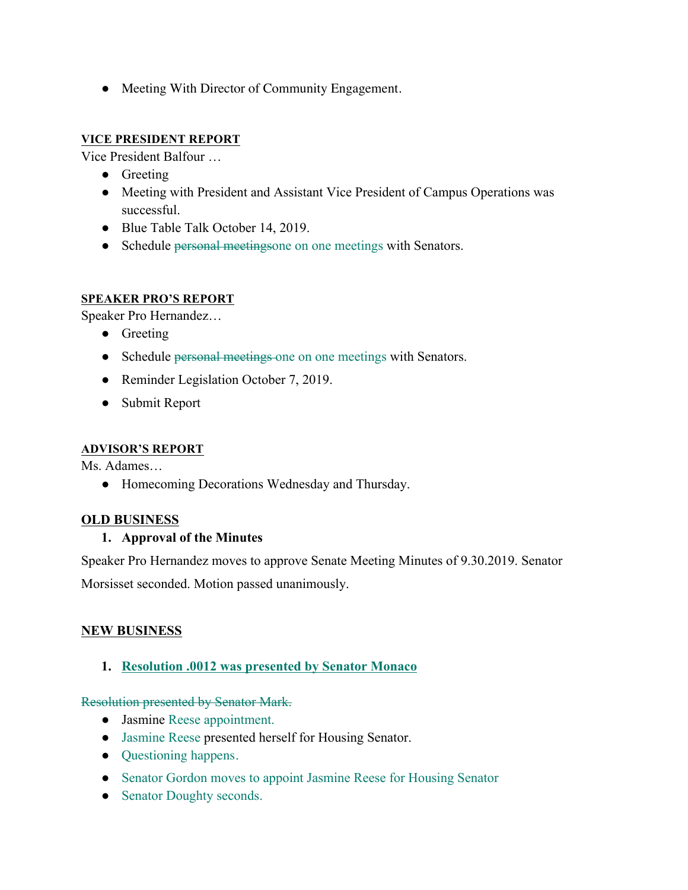- Meeting With Director of Community Engagement.

**VICE PRESIDENT REPORT**

Vice President Balfour …

- Greeting
- Meeting with President and Assistant Vice President of Campus Operations was successful.
- Blue Table Talk October 14, 2019.
- Schedule ~~personal meetings~~one on one meetings with Senators.

**SPEAKER PRO'S REPORT**

Speaker Pro Hernandez…

- Greeting
- Schedule ~~personal meetings~~ one on one meetings with Senators.
- Reminder Legislation October 7, 2019.
- Submit Report

**ADVISOR'S REPORT**

Ms. Adames…

- Homecoming Decorations Wednesday and Thursday.

**OLD BUSINESS**

1. **Approval of the Minutes**

Speaker Pro Hernandez moves to approve Senate Meeting Minutes of 9.30.2019. Senator Morsisset seconded. Motion passed unanimously.

**NEW BUSINESS**

1. **Resolution .0012 was presented by Senator Monaco**

~~Resolution presented by Senator Mark.~~

- Jasmine Reese appointment.
- Jasmine Reese presented herself for Housing Senator.
- Questioning happens.
- Senator Gordon moves to appoint Jasmine Reese for Housing Senator
- Senator Doughty seconds.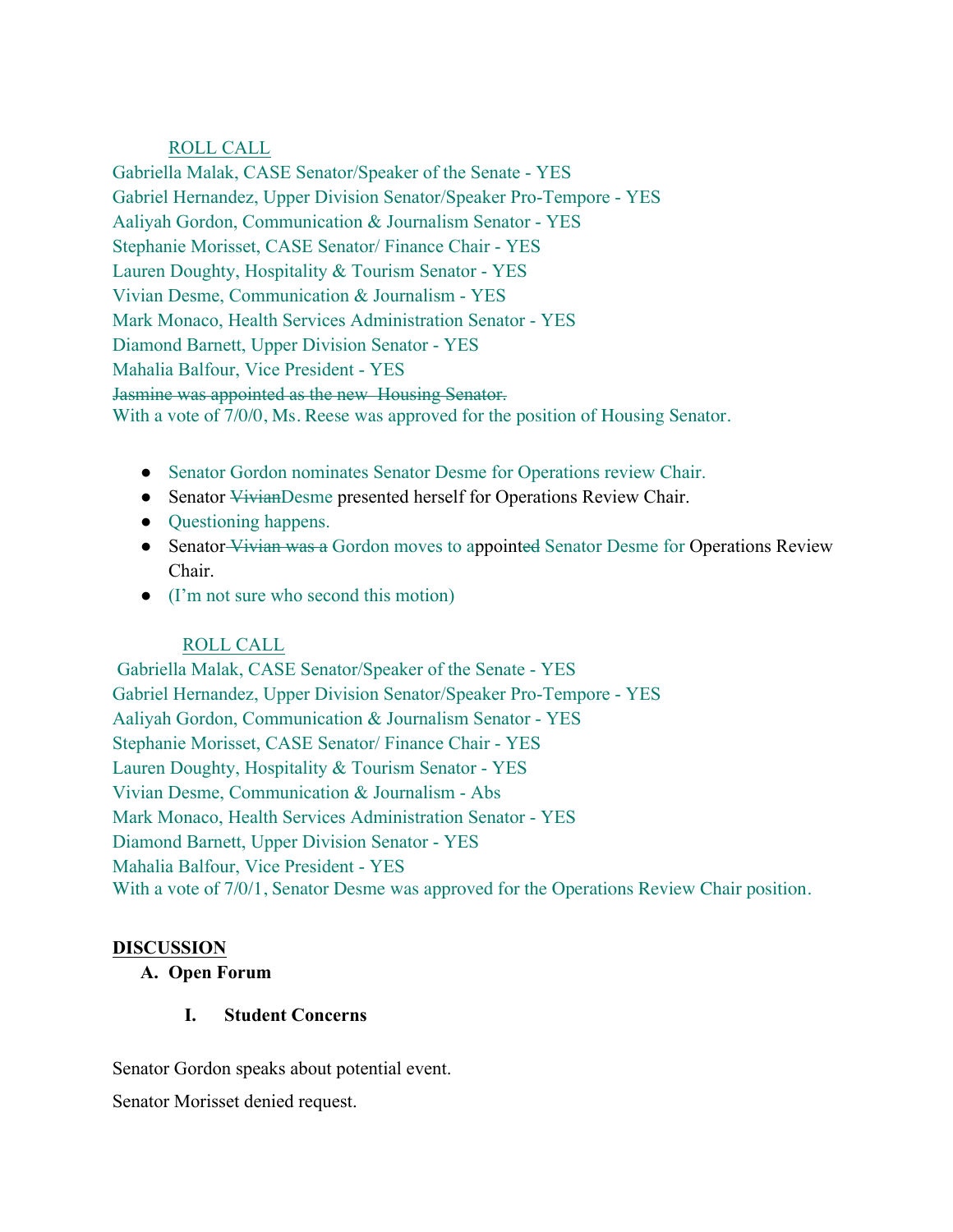ROLL CALL

Gabriella Malak, CASE Senator/Speaker of the Senate - YES
Gabriel Hernandez, Upper Division Senator/Speaker Pro-Tempore - YES
Aaliyah Gordon, Communication & Journalism Senator - YES
Stephanie Morisset, CASE Senator/ Finance Chair - YES
Lauren Doughty, Hospitality & Tourism Senator - YES
Vivian Desme, Communication & Journalism - YES
Mark Monaco, Health Services Administration Senator - YES
Diamond Barnett, Upper Division Senator - YES
Mahalia Balfour, Vice President - YES
~~Jasmine was appointed as the new Housing Senator.~~
With a vote of 7/0/0, Ms. Reese was approved for the position of Housing Senator.

- Senator Gordon nominates Senator Desme for Operations review Chair.
- Senator ~~Vivian~~Desme presented herself for Operations Review Chair.
- Questioning happens.
- Senator ~~Vivian was a~~ Gordon moves to appoint~~ed~~ Senator Desme for Operations Review Chair.
- (I'm not sure who second this motion)

ROLL CALL

Gabriella Malak, CASE Senator/Speaker of the Senate - YES
Gabriel Hernandez, Upper Division Senator/Speaker Pro-Tempore - YES
Aaliyah Gordon, Communication & Journalism Senator - YES
Stephanie Morisset, CASE Senator/ Finance Chair - YES
Lauren Doughty, Hospitality & Tourism Senator - YES
Vivian Desme, Communication & Journalism - Abs
Mark Monaco, Health Services Administration Senator - YES
Diamond Barnett, Upper Division Senator - YES
Mahalia Balfour, Vice President - YES
With a vote of 7/0/1, Senator Desme was approved for the Operations Review Chair position.

**DISCUSSION**

**A. Open Forum**

**I. Student Concerns**

Senator Gordon speaks about potential event.

Senator Morisset denied request.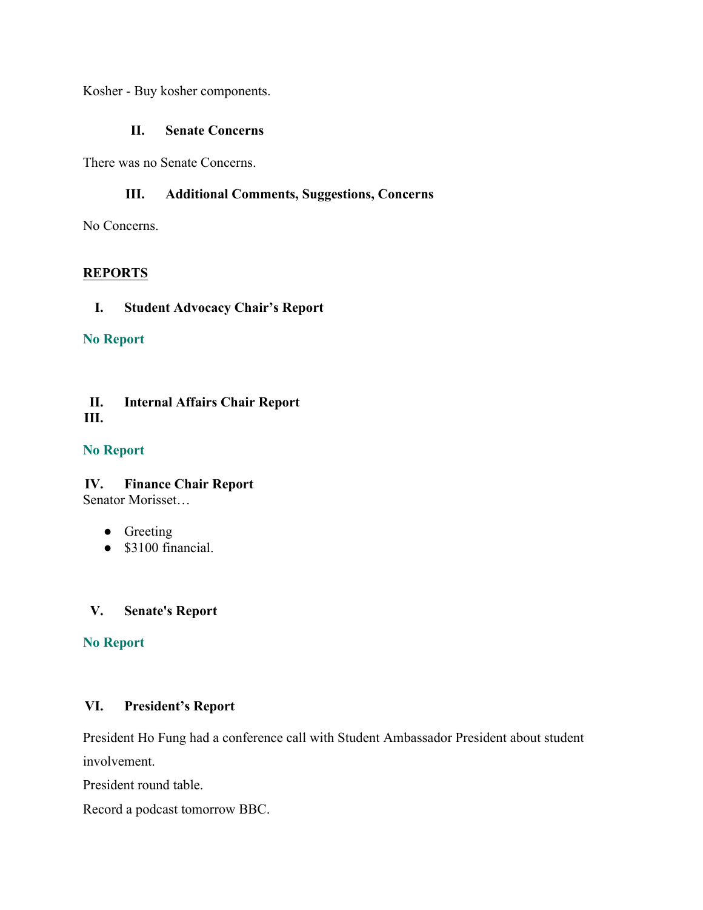Kosher - Buy kosher components.

### II. Senate Concerns

There was no Senate Concerns.

### III. Additional Comments, Suggestions, Concerns

No Concerns.

## REPORTS

### I. Student Advocacy Chair's Report

**No Report**

### II. Internal Affairs Chair Report

**III.**

**No Report**

### IV. Finance Chair Report

Senator Morisset…

- Greeting
- $3100 financial.

### V. Senate's Report

**No Report**

### VI. President's Report

President Ho Fung had a conference call with Student Ambassador President about student involvement.

President round table.

Record a podcast tomorrow BBC.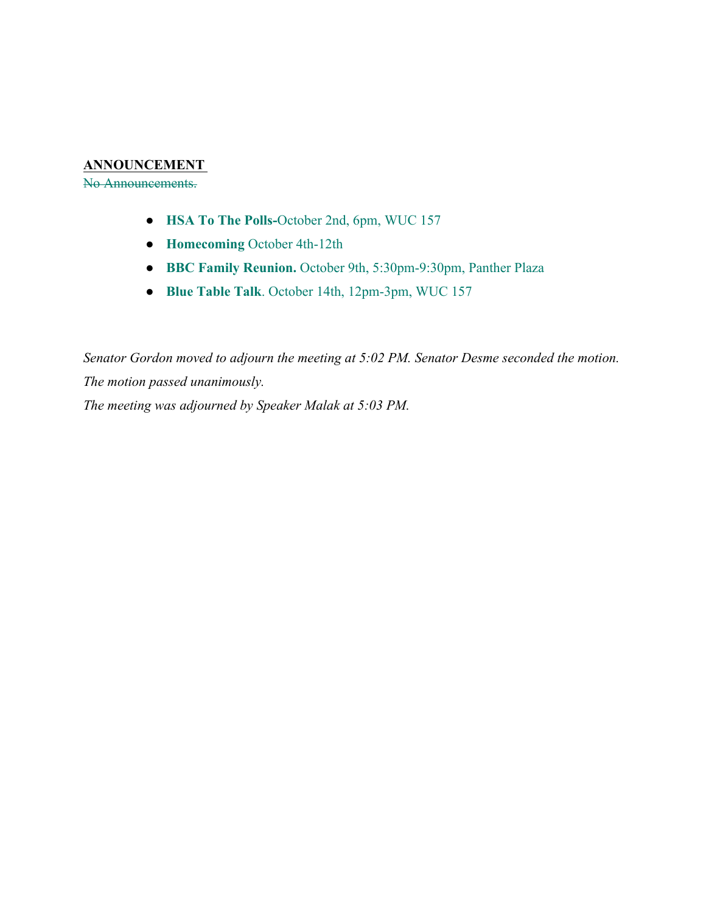**ANNOUNCEMENT**

~~No Announcements.~~

- **HSA To The Polls-**October 2nd, 6pm, WUC 157
- **Homecoming** October 4th-12th
- **BBC Family Reunion.** October 9th, 5:30pm-9:30pm, Panther Plaza
- **Blue Table Talk**. October 14th, 12pm-3pm, WUC 157

*Senator Gordon moved to adjourn the meeting at 5:02 PM. Senator Desme seconded the motion.*

*The motion passed unanimously.*

*The meeting was adjourned by Speaker Malak at 5:03 PM.*